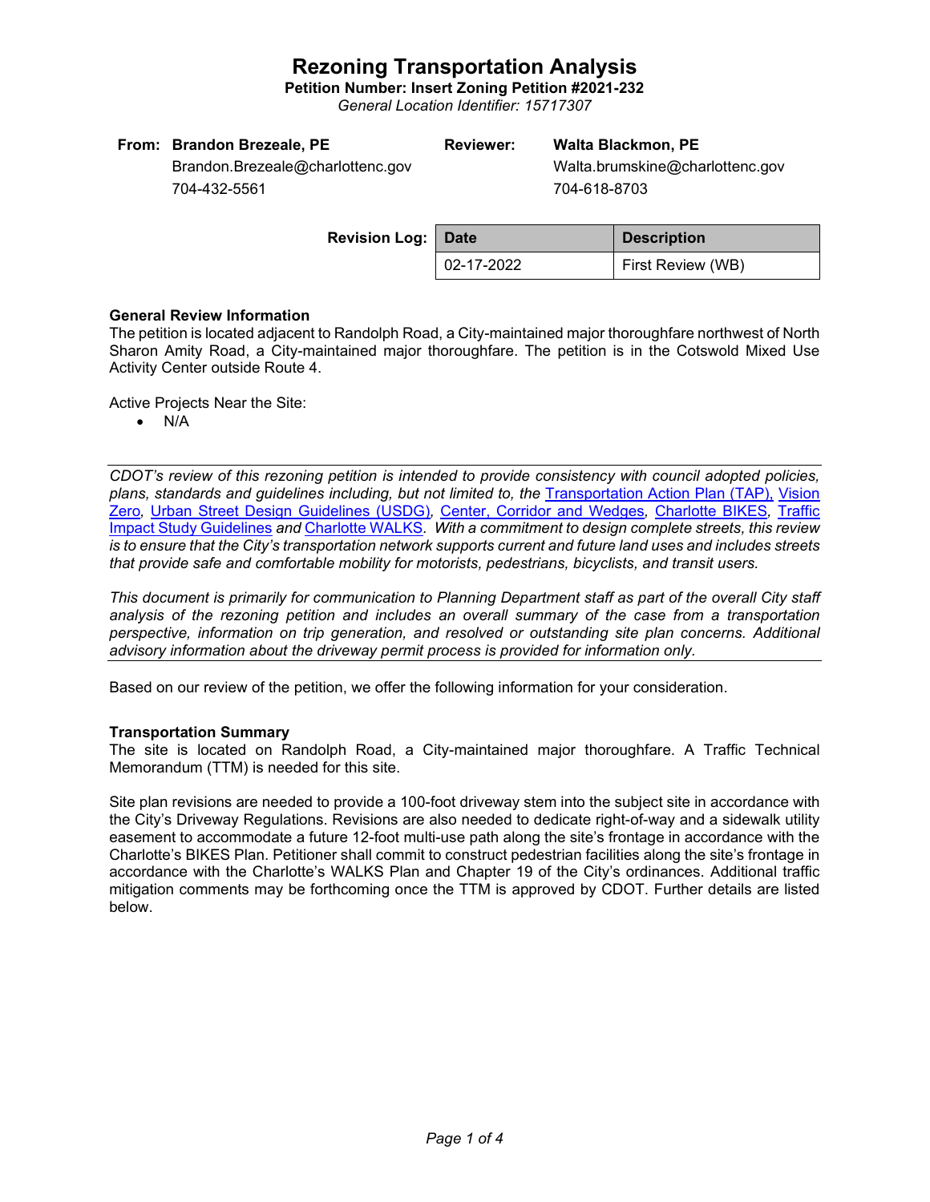# Rezoning Transportation Analysis

**Petition Number: Insert Zoning Petition #2021-232**

*General Location Identifier: 15717307*

| | | | |
|---|---|---|---|
| **From:** | **Brandon Brezeale, PE** | **Reviewer:** | **Walta Blackmon, PE** |
| | Brandon.Brezeale@charlottenc.gov | | Walta.brumskine@charlottenc.gov |
| | 704-432-5561 | | 704-618-8703 |

**Revision Log:**

| Date | Description |
|---|---|
| 02-17-2022 | First Review (WB) |

### General Review Information

The petition is located adjacent to Randolph Road, a City-maintained major thoroughfare northwest of North Sharon Amity Road, a City-maintained major thoroughfare. The petition is in the Cotswold Mixed Use Activity Center outside Route 4.

Active Projects Near the Site:

- N/A

*CDOT's review of this rezoning petition is intended to provide consistency with council adopted policies, plans, standards and guidelines including, but not limited to, the Transportation Action Plan (TAP), Vision Zero, Urban Street Design Guidelines (USDG), Center, Corridor and Wedges, Charlotte BIKES, Traffic Impact Study Guidelines and Charlotte WALKS. With a commitment to design complete streets, this review is to ensure that the City's transportation network supports current and future land uses and includes streets that provide safe and comfortable mobility for motorists, pedestrians, bicyclists, and transit users.*

*This document is primarily for communication to Planning Department staff as part of the overall City staff analysis of the rezoning petition and includes an overall summary of the case from a transportation perspective, information on trip generation, and resolved or outstanding site plan concerns. Additional advisory information about the driveway permit process is provided for information only.*

Based on our review of the petition, we offer the following information for your consideration.

### Transportation Summary

The site is located on Randolph Road, a City-maintained major thoroughfare. A Traffic Technical Memorandum (TTM) is needed for this site.

Site plan revisions are needed to provide a 100-foot driveway stem into the subject site in accordance with the City's Driveway Regulations. Revisions are also needed to dedicate right-of-way and a sidewalk utility easement to accommodate a future 12-foot multi-use path along the site's frontage in accordance with the Charlotte's BIKES Plan. Petitioner shall commit to construct pedestrian facilities along the site's frontage in accordance with the Charlotte's WALKS Plan and Chapter 19 of the City's ordinances. Additional traffic mitigation comments may be forthcoming once the TTM is approved by CDOT. Further details are listed below.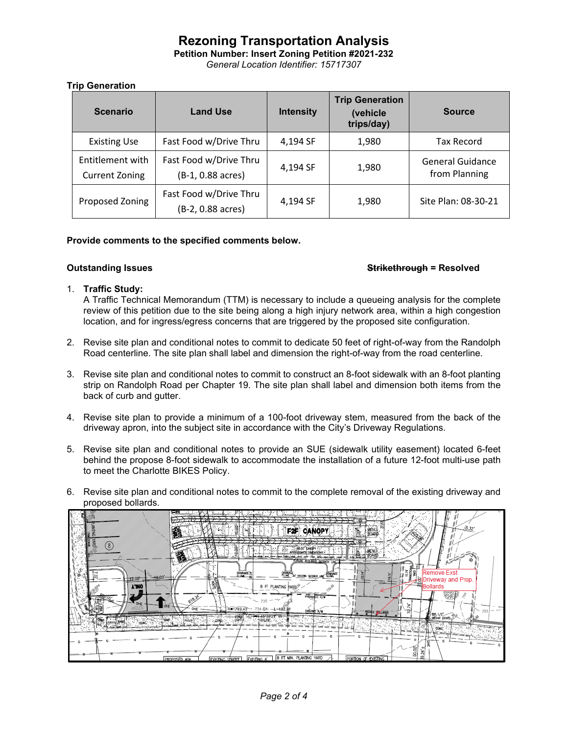# Rezoning Transportation Analysis

**Petition Number: Insert Zoning Petition #2021-232**

*General Location Identifier: 15717307*

**Trip Generation**

| Scenario | Land Use | Intensity | Trip Generation (vehicle trips/day) | Source |
|---|---|---|---|---|
| Existing Use | Fast Food w/Drive Thru | 4,194 SF | 1,980 | Tax Record |
| Entitlement with Current Zoning | Fast Food w/Drive Thru (B-1, 0.88 acres) | 4,194 SF | 1,980 | General Guidance from Planning |
| Proposed Zoning | Fast Food w/Drive Thru (B-2, 0.88 acres) | 4,194 SF | 1,980 | Site Plan: 08-30-21 |

**Provide comments to the specified comments below.**

**Outstanding Issues** **~~Strikethrough~~ = Resolved**

1. **Traffic Study:**
   A Traffic Technical Memorandum (TTM) is necessary to include a queueing analysis for the complete review of this petition due to the site being along a high injury network area, within a high congestion location, and for ingress/egress concerns that are triggered by the proposed site configuration.

2. Revise site plan and conditional notes to commit to dedicate 50 feet of right-of-way from the Randolph Road centerline. The site plan shall label and dimension the right-of-way from the road centerline.

3. Revise site plan and conditional notes to commit to construct an 8-foot sidewalk with an 8-foot planting strip on Randolph Road per Chapter 19. The site plan shall label and dimension both items from the back of curb and gutter.

4. Revise site plan to provide a minimum of a 100-foot driveway stem, measured from the back of the driveway apron, into the subject site in accordance with the City's Driveway Regulations.

5. Revise site plan and conditional notes to provide an SUE (sidewalk utility easement) located 6-feet behind the propose 8-foot sidewalk to accommodate the installation of a future 12-foot multi-use path to meet the Charlotte BIKES Policy.

6. Revise site plan and conditional notes to commit to the complete removal of the existing driveway and proposed bollards.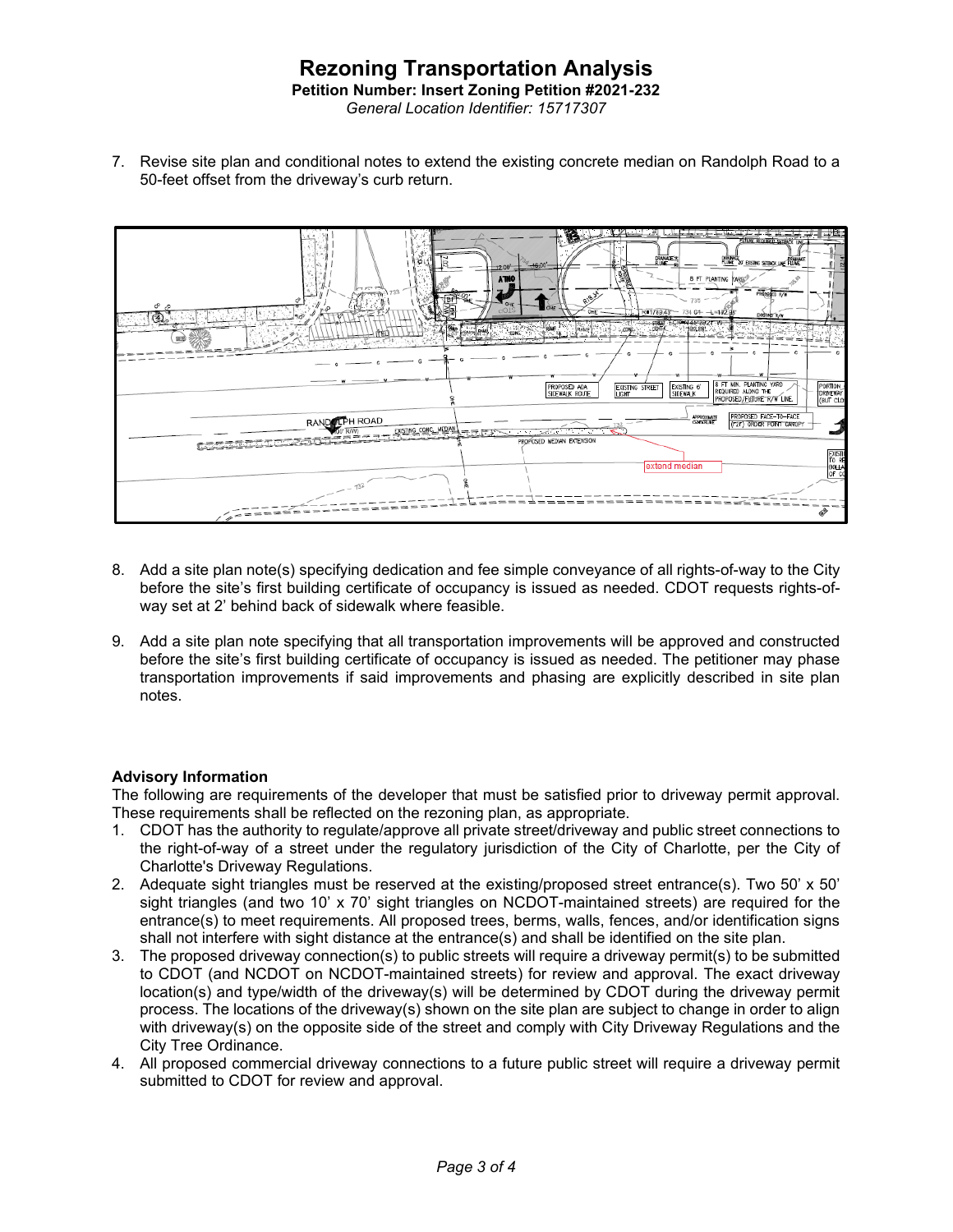# Rezoning Transportation Analysis

**Petition Number: Insert Zoning Petition #2021-232**

*General Location Identifier: 15717307*

7. Revise site plan and conditional notes to extend the existing concrete median on Randolph Road to a 50-feet offset from the driveway's curb return.

8. Add a site plan note(s) specifying dedication and fee simple conveyance of all rights-of-way to the City before the site's first building certificate of occupancy is issued as needed. CDOT requests rights-of-way set at 2' behind back of sidewalk where feasible.

9. Add a site plan note specifying that all transportation improvements will be approved and constructed before the site's first building certificate of occupancy is issued as needed. The petitioner may phase transportation improvements if said improvements and phasing are explicitly described in site plan notes.

**Advisory Information**

The following are requirements of the developer that must be satisfied prior to driveway permit approval. These requirements shall be reflected on the rezoning plan, as appropriate.

1. CDOT has the authority to regulate/approve all private street/driveway and public street connections to the right-of-way of a street under the regulatory jurisdiction of the City of Charlotte, per the City of Charlotte's Driveway Regulations.
2. Adequate sight triangles must be reserved at the existing/proposed street entrance(s). Two 50' x 50' sight triangles (and two 10' x 70' sight triangles on NCDOT-maintained streets) are required for the entrance(s) to meet requirements. All proposed trees, berms, walls, fences, and/or identification signs shall not interfere with sight distance at the entrance(s) and shall be identified on the site plan.
3. The proposed driveway connection(s) to public streets will require a driveway permit(s) to be submitted to CDOT (and NCDOT on NCDOT-maintained streets) for review and approval. The exact driveway location(s) and type/width of the driveway(s) will be determined by CDOT during the driveway permit process. The locations of the driveway(s) shown on the site plan are subject to change in order to align with driveway(s) on the opposite side of the street and comply with City Driveway Regulations and the City Tree Ordinance.
4. All proposed commercial driveway connections to a future public street will require a driveway permit submitted to CDOT for review and approval.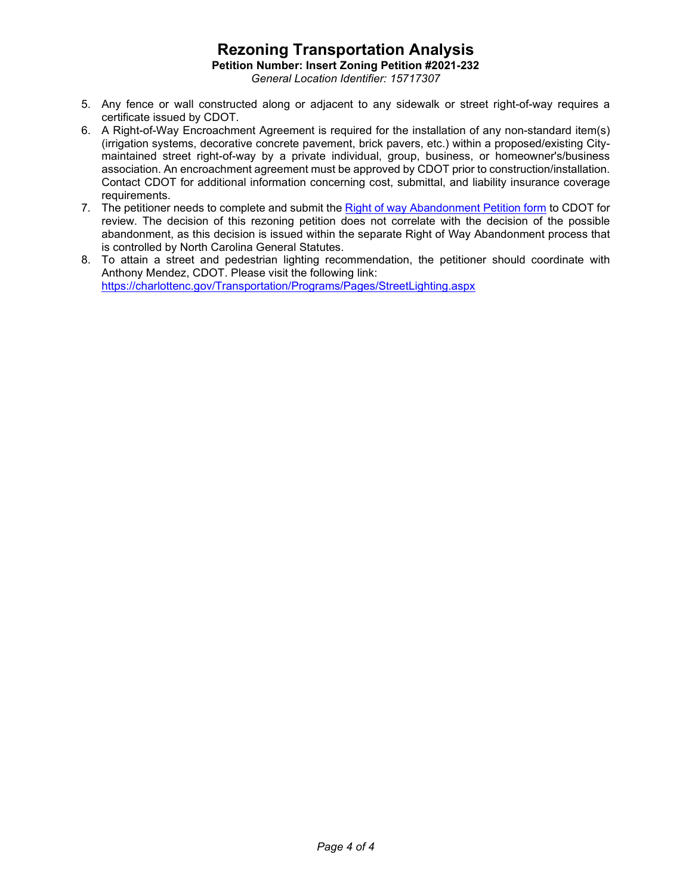5. Any fence or wall constructed along or adjacent to any sidewalk or street right-of-way requires a certificate issued by CDOT.
6. A Right-of-Way Encroachment Agreement is required for the installation of any non-standard item(s) (irrigation systems, decorative concrete pavement, brick pavers, etc.) within a proposed/existing City-maintained street right-of-way by a private individual, group, business, or homeowner's/business association. An encroachment agreement must be approved by CDOT prior to construction/installation. Contact CDOT for additional information concerning cost, submittal, and liability insurance coverage requirements.
7. The petitioner needs to complete and submit the [Right of way Abandonment Petition form] to CDOT for review. The decision of this rezoning petition does not correlate with the decision of the possible abandonment, as this decision is issued within the separate Right of Way Abandonment process that is controlled by North Carolina General Statutes.
8. To attain a street and pedestrian lighting recommendation, the petitioner should coordinate with Anthony Mendez, CDOT. Please visit the following link: https://charlottenc.gov/Transportation/Programs/Pages/StreetLighting.aspx